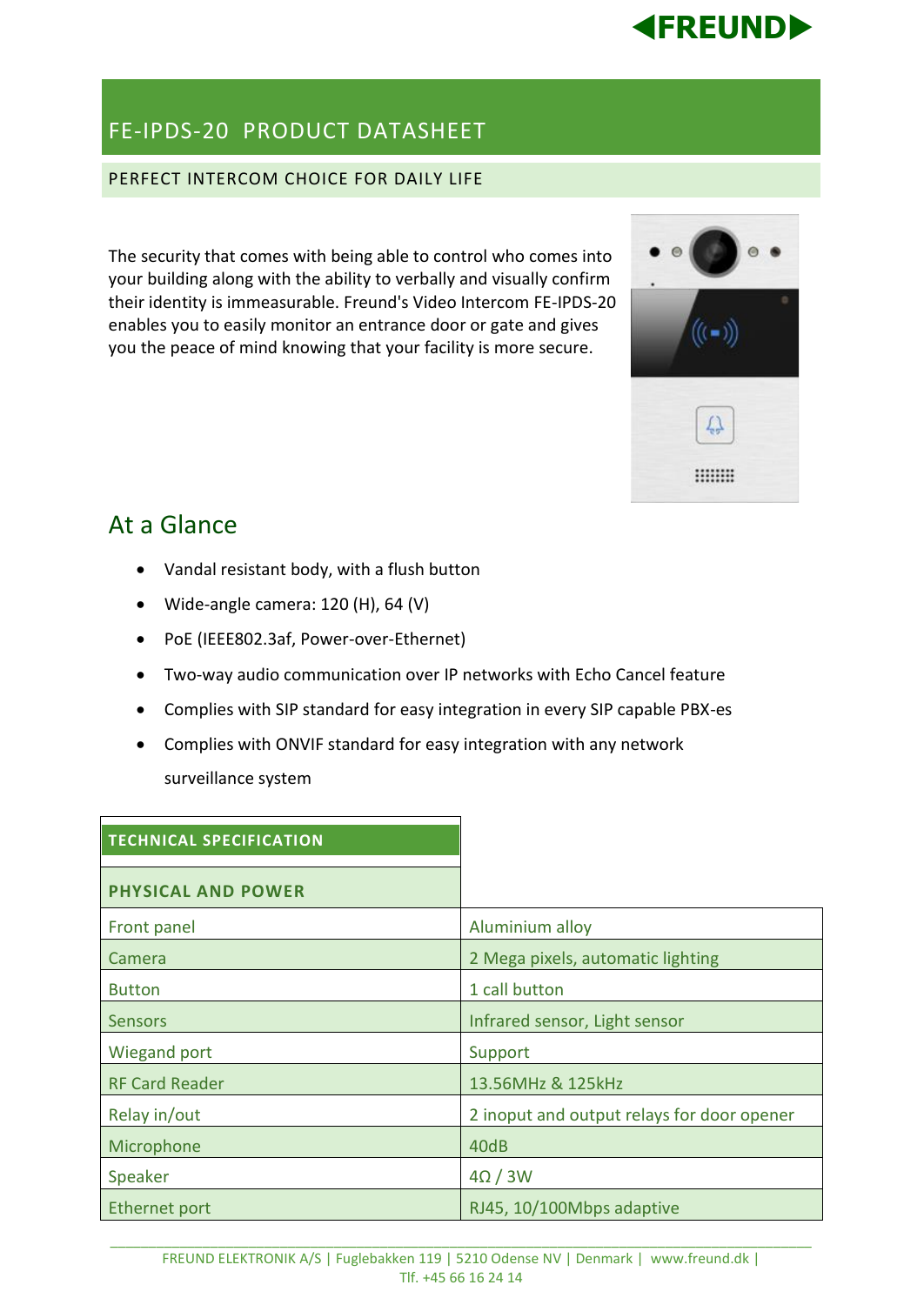# FE-IPDS-20 PRODUCT DATASHEET

## PERFECT INTERCOM CHOICE FOR DAILY LIFE

The security that comes with being able to control who comes into your building along with the ability to verbally and visually confirm their identity is immeasurable. Freund's Video Intercom FE-IPDS-20 enables you to easily monitor an entrance door or gate and gives you the peace of mind knowing that your facility is more secure.

## At a Glance

- Vandal resistant body, with a flush button
- Wide-angle camera: 120 (H), 64 (V)
- PoE (IEEE802.3af, Power-over-Ethernet)
- Two-way audio communication over IP networks with Echo Cancel feature
- Complies with SIP standard for easy integration in every SIP capable PBX-es
- Complies with ONVIF standard for easy integration with any network surveillance system

| TECHNICAL SPECIFICATION | |
|---|---|
| **PHYSICAL AND POWER** | |
| Front panel | Aluminium alloy |
| Camera | 2 Mega pixels, automatic lighting |
| Button | 1 call button |
| Sensors | Infrared sensor, Light sensor |
| Wiegand port | Support |
| RF Card Reader | 13.56MHz & 125kHz |
| Relay in/out | 2 inoput and output relays for door opener |
| Microphone | 40dB |
| Speaker | 4Ω / 3W |
| Ethernet port | RJ45, 10/100Mbps adaptive |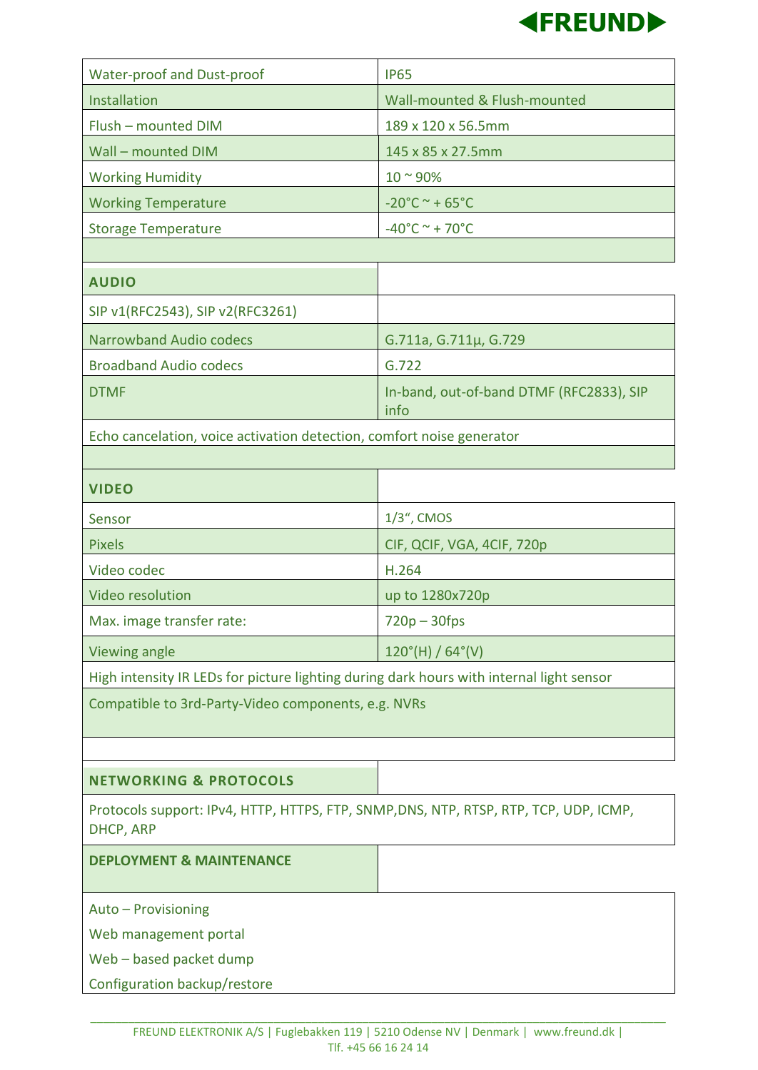| | |
|---|---|
| Water-proof and Dust-proof | IP65 |
| Installation | Wall-mounted & Flush-mounted |
| Flush – mounted DIM | 189 x 120 x 56.5mm |
| Wall – mounted DIM | 145 x 85 x 27.5mm |
| Working Humidity | 10 ~ 90% |
| Working Temperature | -20°C ~ + 65°C |
| Storage Temperature | -40°C ~ + 70°C |

| **AUDIO** | |
|---|---|
| SIP v1(RFC2543), SIP v2(RFC3261) | |
| Narrowband Audio codecs | G.711a, G.711µ, G.729 |
| Broadband Audio codecs | G.722 |
| DTMF | In-band, out-of-band DTMF (RFC2833), SIP info |
| Echo cancelation, voice activation detection, comfort noise generator | |

| **VIDEO** | |
|---|---|
| Sensor | 1/3", CMOS |
| Pixels | CIF, QCIF, VGA, 4CIF, 720p |
| Video codec | H.264 |
| Video resolution | up to 1280x720p |
| Max. image transfer rate: | 720p – 30fps |
| Viewing angle | 120°(H) / 64°(V) |
| High intensity IR LEDs for picture lighting during dark hours with internal light sensor | |
| Compatible to 3rd-Party-Video components, e.g. NVRs | |

| **NETWORKING & PROTOCOLS** | |
|---|---|
| Protocols support: IPv4, HTTP, HTTPS, FTP, SNMP,DNS, NTP, RTSP, RTP, TCP, UDP, ICMP, DHCP, ARP | |

| **DEPLOYMENT & MAINTENANCE** | |
|---|---|
| Auto – Provisioning | |
| Web management portal | |
| Web – based packet dump | |
| Configuration backup/restore | |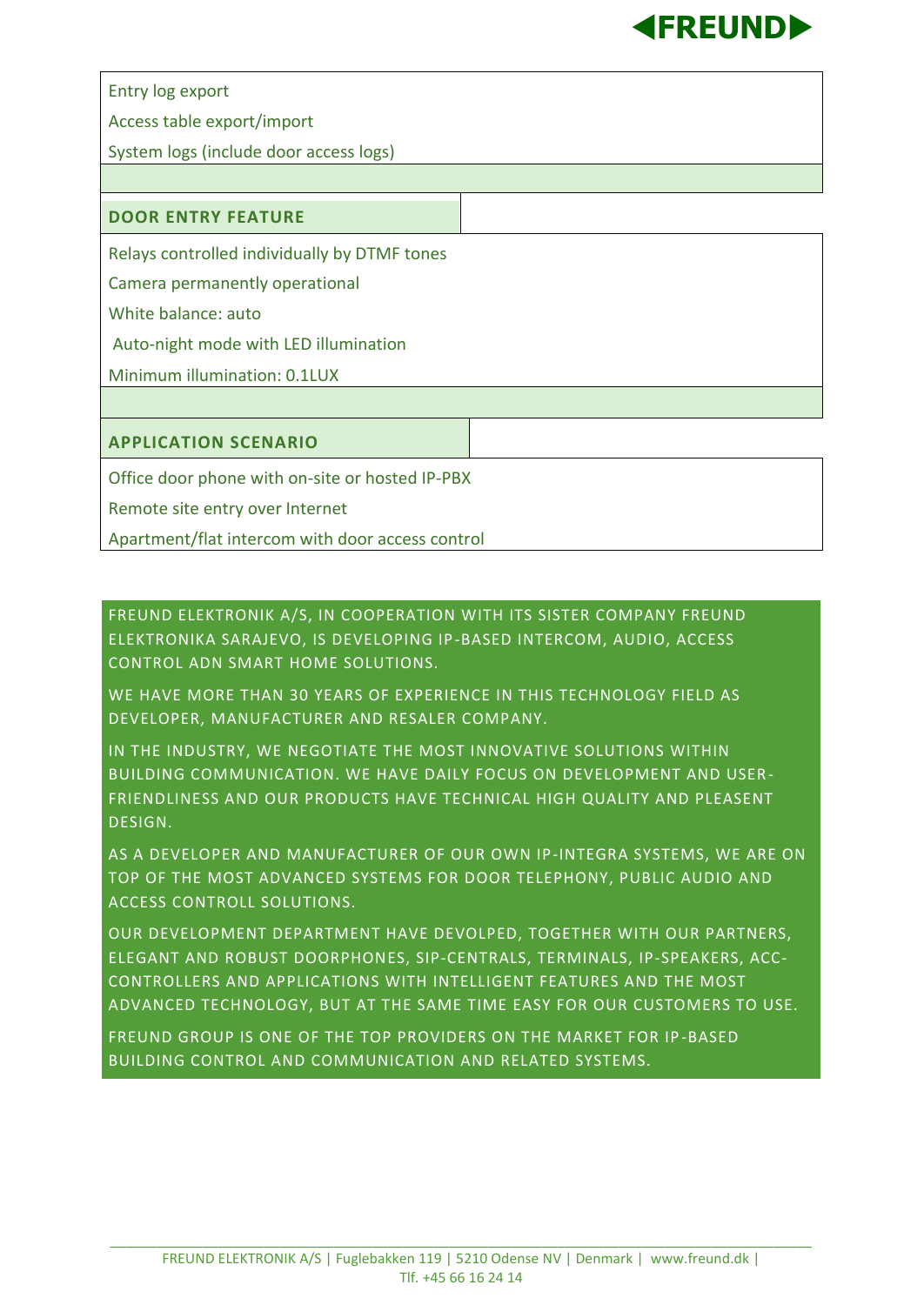Entry log export

Access table export/import

System logs (include door access logs)

## DOOR ENTRY FEATURE

Relays controlled individually by DTMF tones

Camera permanently operational

White balance: auto

Auto-night mode with LED illumination

Minimum illumination: 0.1LUX

## APPLICATION SCENARIO

Office door phone with on-site or hosted IP-PBX

Remote site entry over Internet

Apartment/flat intercom with door access control

FREUND ELEKTRONIK A/S, IN COOPERATION WITH ITS SISTER COMPANY FREUND ELEKTRONIKA SARAJEVO, IS DEVELOPING IP-BASED INTERCOM, AUDIO, ACCESS CONTROL ADN SMART HOME SOLUTIONS.

WE HAVE MORE THAN 30 YEARS OF EXPERIENCE IN THIS TECHNOLOGY FIELD AS DEVELOPER, MANUFACTURER AND RESALER COMPANY.

IN THE INDUSTRY, WE NEGOTIATE THE MOST INNOVATIVE SOLUTIONS WITHIN BUILDING COMMUNICATION. WE HAVE DAILY FOCUS ON DEVELOPMENT AND USER-FRIENDLINESS AND OUR PRODUCTS HAVE TECHNICAL HIGH QUALITY AND PLEASENT DESIGN.

AS A DEVELOPER AND MANUFACTURER OF OUR OWN IP-INTEGRA SYSTEMS, WE ARE ON TOP OF THE MOST ADVANCED SYSTEMS FOR DOOR TELEPHONY, PUBLIC AUDIO AND ACCESS CONTROLL SOLUTIONS.

OUR DEVELOPMENT DEPARTMENT HAVE DEVOLPED, TOGETHER WITH OUR PARTNERS, ELEGANT AND ROBUST DOORPHONES, SIP-CENTRALS, TERMINALS, IP-SPEAKERS, ACC-CONTROLLERS AND APPLICATIONS WITH INTELLIGENT FEATURES AND THE MOST ADVANCED TECHNOLOGY, BUT AT THE SAME TIME EASY FOR OUR CUSTOMERS TO USE.

FREUND GROUP IS ONE OF THE TOP PROVIDERS ON THE MARKET FOR IP-BASED BUILDING CONTROL AND COMMUNICATION AND RELATED SYSTEMS.